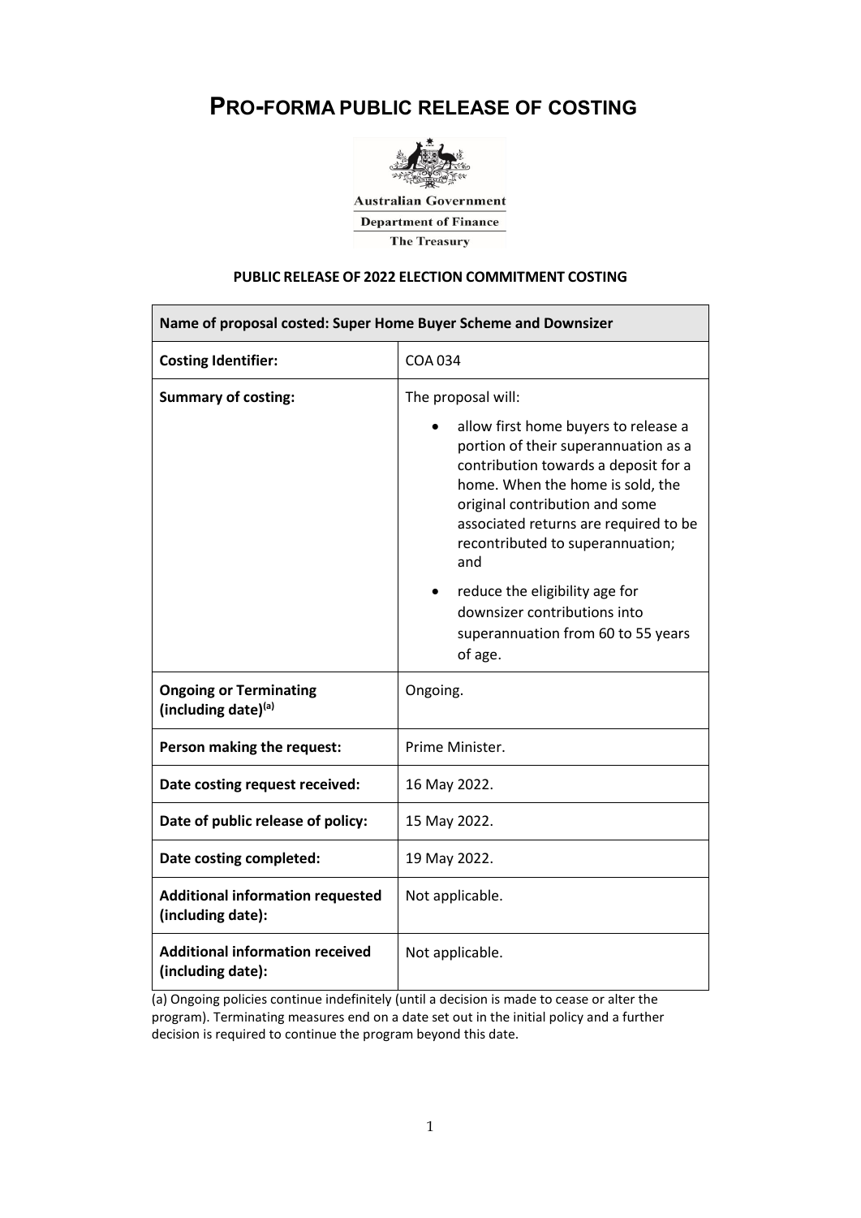# PRO-FORMA PUBLIC RELEASE OF COSTING

Australian Government
Department of Finance
The Treasury

**PUBLIC RELEASE OF 2022 ELECTION COMMITMENT COSTING**

| **Name of proposal costed: Super Home Buyer Scheme and Downsizer** | |
|---|---|
| **Costing Identifier:** | COA 034 |
| **Summary of costing:** | The proposal will: <br>• allow first home buyers to release a portion of their superannuation as a contribution towards a deposit for a home. When the home is sold, the original contribution and some associated returns are required to be recontributed to superannuation; and <br>• reduce the eligibility age for downsizer contributions into superannuation from 60 to 55 years of age. |
| **Ongoing or Terminating (including date)[(a)]** | Ongoing. |
| **Person making the request:** | Prime Minister. |
| **Date costing request received:** | 16 May 2022. |
| **Date of public release of policy:** | 15 May 2022. |
| **Date costing completed:** | 19 May 2022. |
| **Additional information requested (including date):** | Not applicable. |
| **Additional information received (including date):** | Not applicable. |

(a) Ongoing policies continue indefinitely (until a decision is made to cease or alter the program). Terminating measures end on a date set out in the initial policy and a further decision is required to continue the program beyond this date.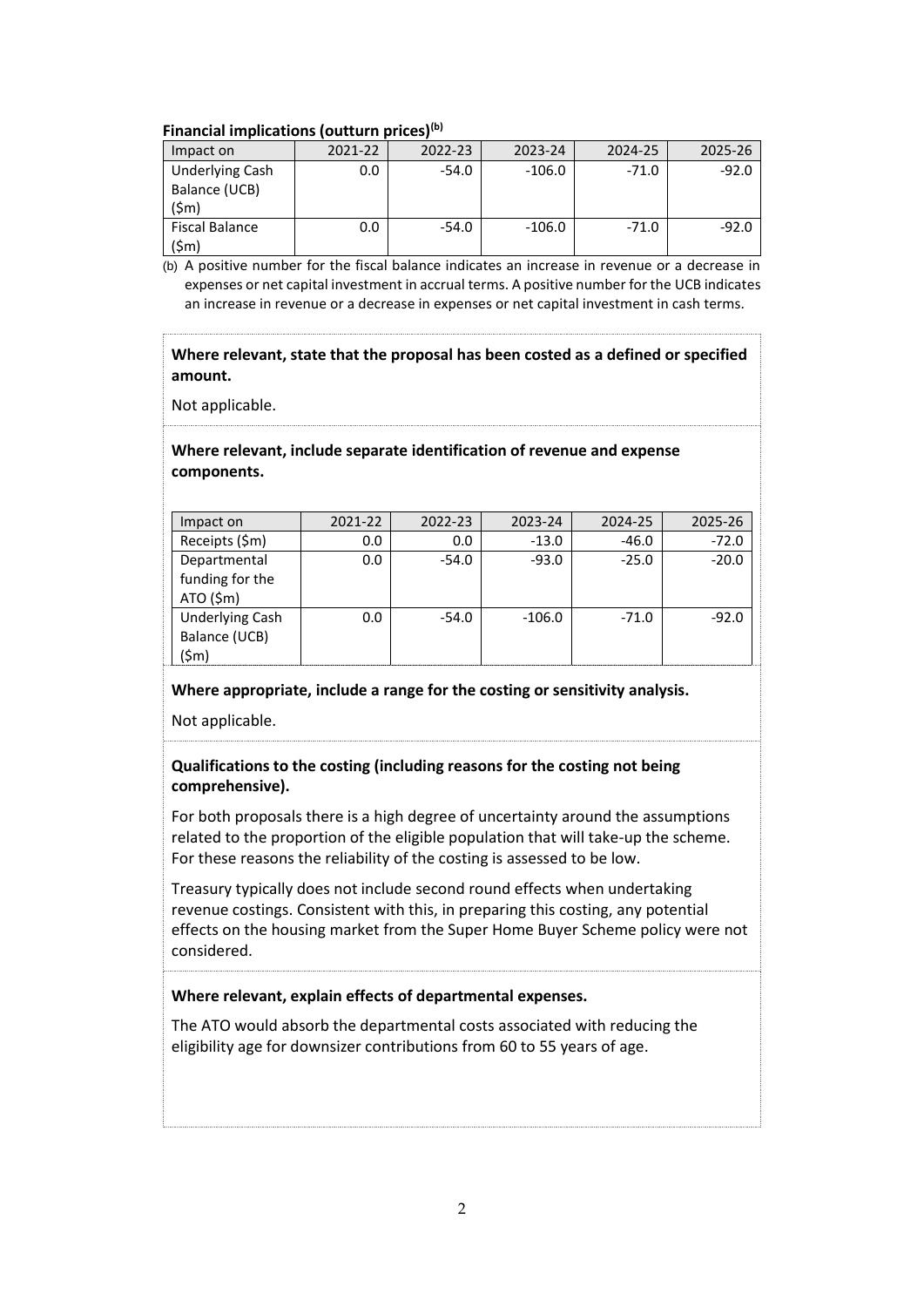**Financial implications (outturn prices)[(b)]**

| Impact on | 2021-22 | 2022-23 | 2023-24 | 2024-25 | 2025-26 |
|---|---|---|---|---|---|
| Underlying Cash Balance (UCB) ($m) | 0.0 | -54.0 | -106.0 | -71.0 | -92.0 |
| Fiscal Balance ($m) | 0.0 | -54.0 | -106.0 | -71.0 | -92.0 |

(b) A positive number for the fiscal balance indicates an increase in revenue or a decrease in expenses or net capital investment in accrual terms. A positive number for the UCB indicates an increase in revenue or a decrease in expenses or net capital investment in cash terms.

**Where relevant, state that the proposal has been costed as a defined or specified amount.**

Not applicable.

**Where relevant, include separate identification of revenue and expense components.**

| Impact on | 2021-22 | 2022-23 | 2023-24 | 2024-25 | 2025-26 |
|---|---|---|---|---|---|
| Receipts ($m) | 0.0 | 0.0 | -13.0 | -46.0 | -72.0 |
| Departmental funding for the ATO ($m) | 0.0 | -54.0 | -93.0 | -25.0 | -20.0 |
| Underlying Cash Balance (UCB) ($m) | 0.0 | -54.0 | -106.0 | -71.0 | -92.0 |

**Where appropriate, include a range for the costing or sensitivity analysis.**

Not applicable.

**Qualifications to the costing (including reasons for the costing not being comprehensive).**

For both proposals there is a high degree of uncertainty around the assumptions related to the proportion of the eligible population that will take-up the scheme. For these reasons the reliability of the costing is assessed to be low.

Treasury typically does not include second round effects when undertaking revenue costings. Consistent with this, in preparing this costing, any potential effects on the housing market from the Super Home Buyer Scheme policy were not considered.

**Where relevant, explain effects of departmental expenses.**

The ATO would absorb the departmental costs associated with reducing the eligibility age for downsizer contributions from 60 to 55 years of age.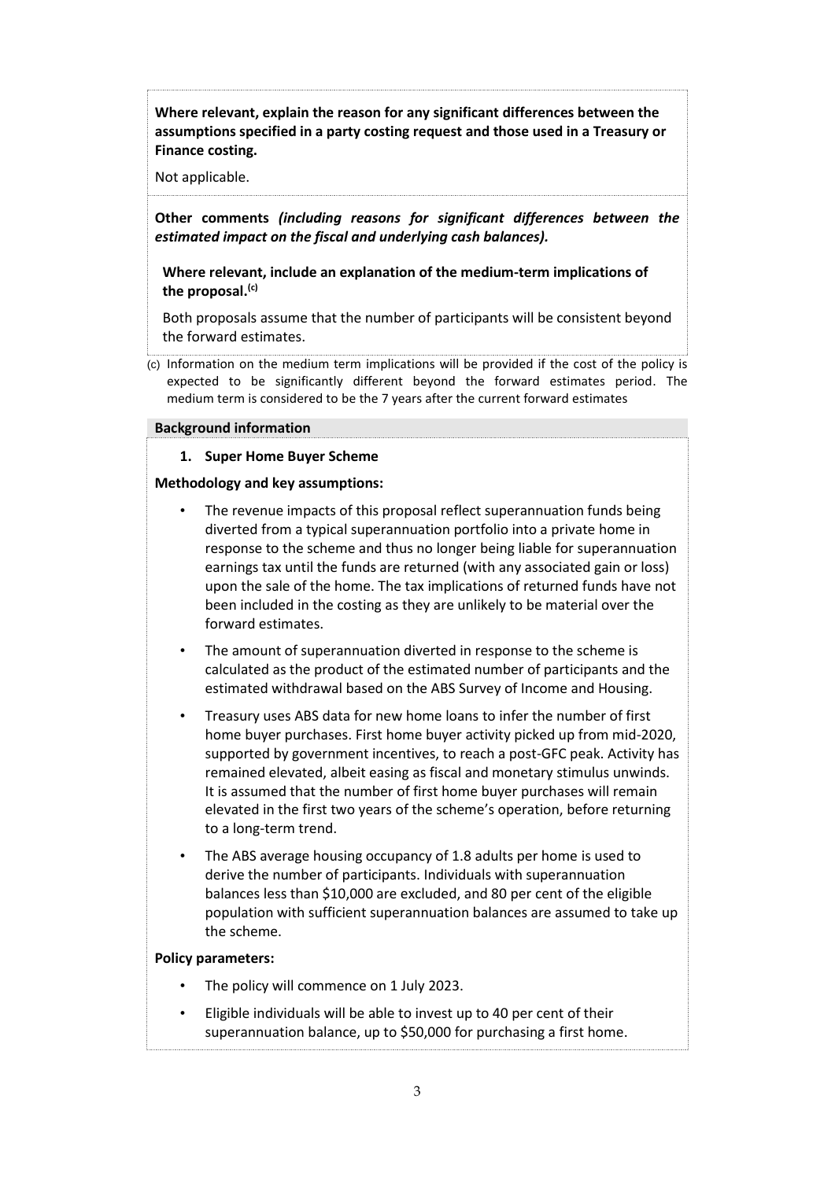**Where relevant, explain the reason for any significant differences between the assumptions specified in a party costing request and those used in a Treasury or Finance costing.**

Not applicable.

**Other comments** ***(including reasons for significant differences between the estimated impact on the fiscal and underlying cash balances).***

**Where relevant, include an explanation of the medium-term implications of the proposal.**[(c)]

Both proposals assume that the number of participants will be consistent beyond the forward estimates.

(c) Information on the medium term implications will be provided if the cost of the policy is expected to be significantly different beyond the forward estimates period. The medium term is considered to be the 7 years after the current forward estimates

**Background information**

1. **Super Home Buyer Scheme**

**Methodology and key assumptions:**

- The revenue impacts of this proposal reflect superannuation funds being diverted from a typical superannuation portfolio into a private home in response to the scheme and thus no longer being liable for superannuation earnings tax until the funds are returned (with any associated gain or loss) upon the sale of the home. The tax implications of returned funds have not been included in the costing as they are unlikely to be material over the forward estimates.
- The amount of superannuation diverted in response to the scheme is calculated as the product of the estimated number of participants and the estimated withdrawal based on the ABS Survey of Income and Housing.
- Treasury uses ABS data for new home loans to infer the number of first home buyer purchases. First home buyer activity picked up from mid-2020, supported by government incentives, to reach a post-GFC peak. Activity has remained elevated, albeit easing as fiscal and monetary stimulus unwinds. It is assumed that the number of first home buyer purchases will remain elevated in the first two years of the scheme's operation, before returning to a long-term trend.
- The ABS average housing occupancy of 1.8 adults per home is used to derive the number of participants. Individuals with superannuation balances less than $10,000 are excluded, and 80 per cent of the eligible population with sufficient superannuation balances are assumed to take up the scheme.

**Policy parameters:**

- The policy will commence on 1 July 2023.
- Eligible individuals will be able to invest up to 40 per cent of their superannuation balance, up to $50,000 for purchasing a first home.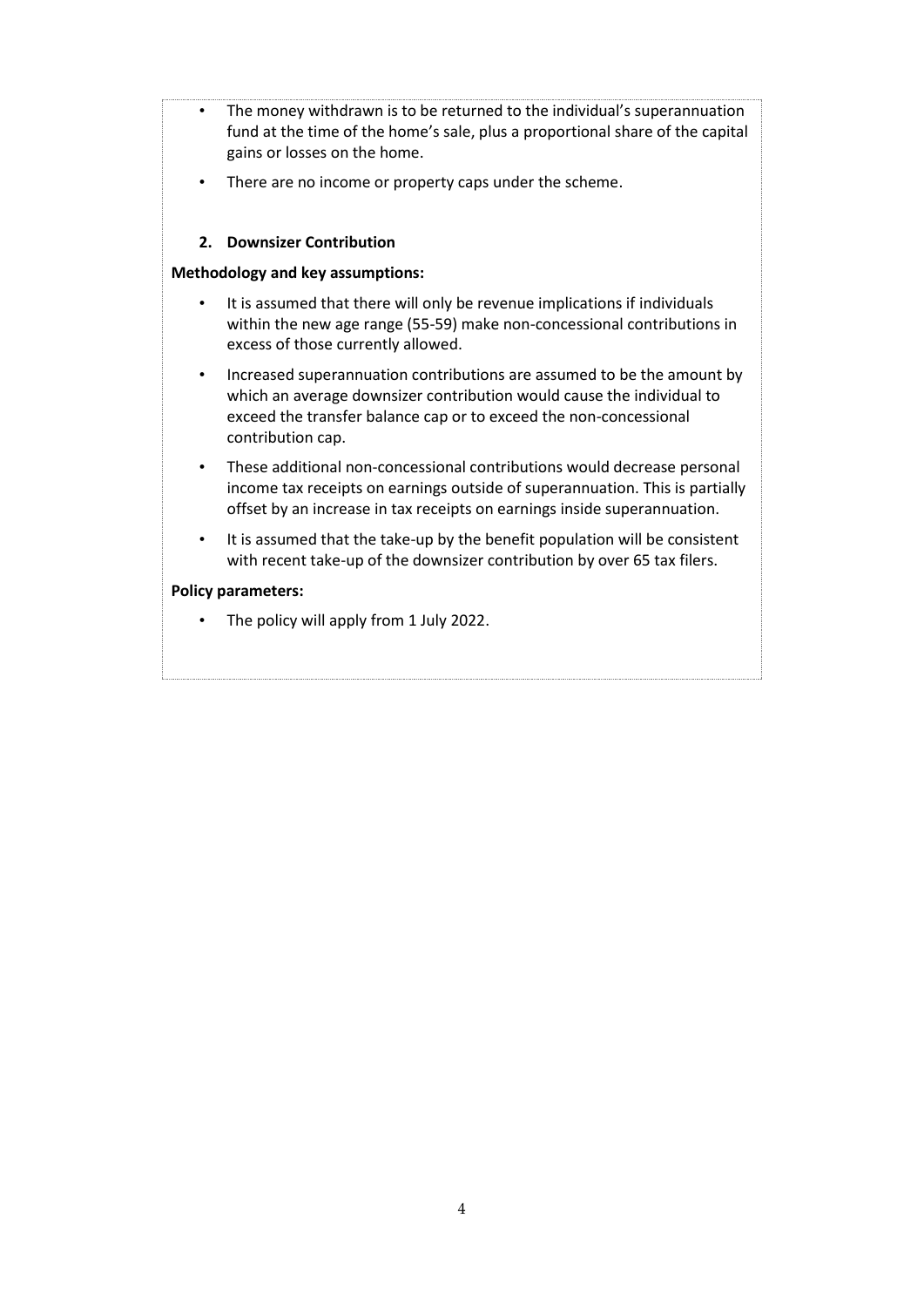- The money withdrawn is to be returned to the individual's superannuation fund at the time of the home's sale, plus a proportional share of the capital gains or losses on the home.
- There are no income or property caps under the scheme.

**2. Downsizer Contribution**

**Methodology and key assumptions:**

- It is assumed that there will only be revenue implications if individuals within the new age range (55-59) make non-concessional contributions in excess of those currently allowed.
- Increased superannuation contributions are assumed to be the amount by which an average downsizer contribution would cause the individual to exceed the transfer balance cap or to exceed the non-concessional contribution cap.
- These additional non-concessional contributions would decrease personal income tax receipts on earnings outside of superannuation. This is partially offset by an increase in tax receipts on earnings inside superannuation.
- It is assumed that the take-up by the benefit population will be consistent with recent take-up of the downsizer contribution by over 65 tax filers.

**Policy parameters:**

- The policy will apply from 1 July 2022.